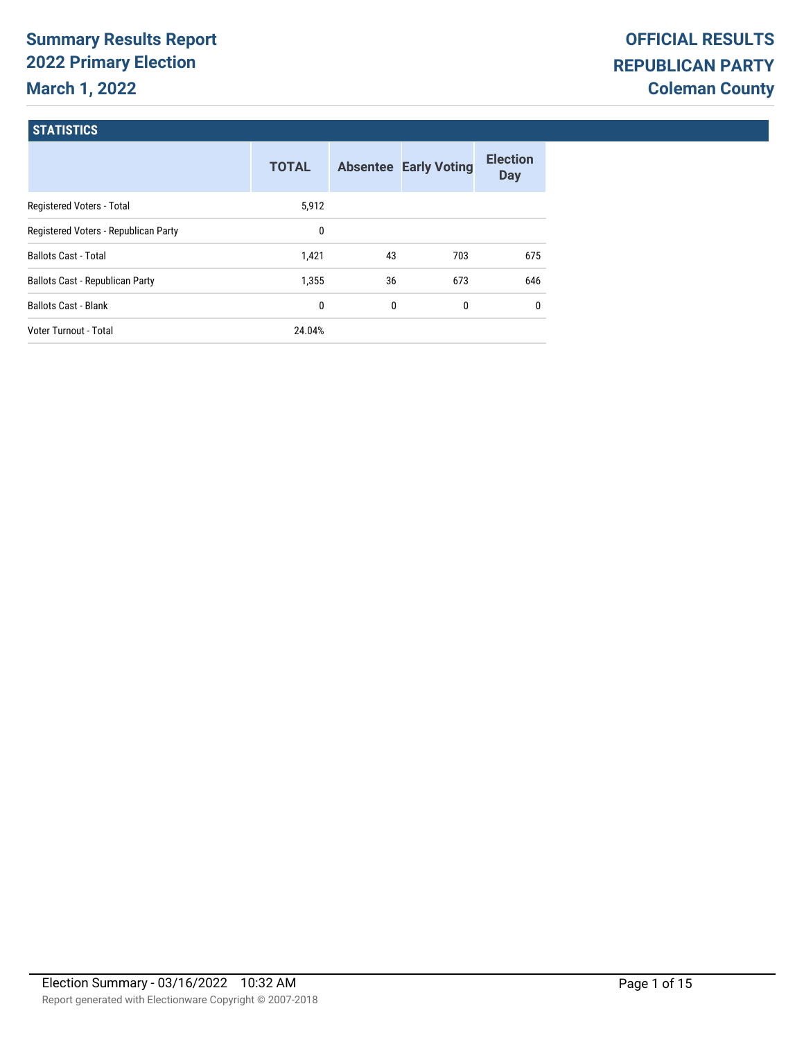# Summary Results Report
## 2022 Primary Election
## March 1, 2022

## OFFICIAL RESULTS
## REPUBLICAN PARTY
## Coleman County

### STATISTICS

| | TOTAL | Absentee | Early Voting | Election Day |
|---|---|---|---|---|
| Registered Voters - Total | 5,912 | | | |
| Registered Voters - Republican Party | 0 | | | |
| Ballots Cast - Total | 1,421 | 43 | 703 | 675 |
| Ballots Cast - Republican Party | 1,355 | 36 | 673 | 646 |
| Ballots Cast - Blank | 0 | 0 | 0 | 0 |
| Voter Turnout - Total | 24.04% | | | |

Election Summary - 03/16/2022 10:32 AM

Report generated with Electionware Copyright © 2007-2018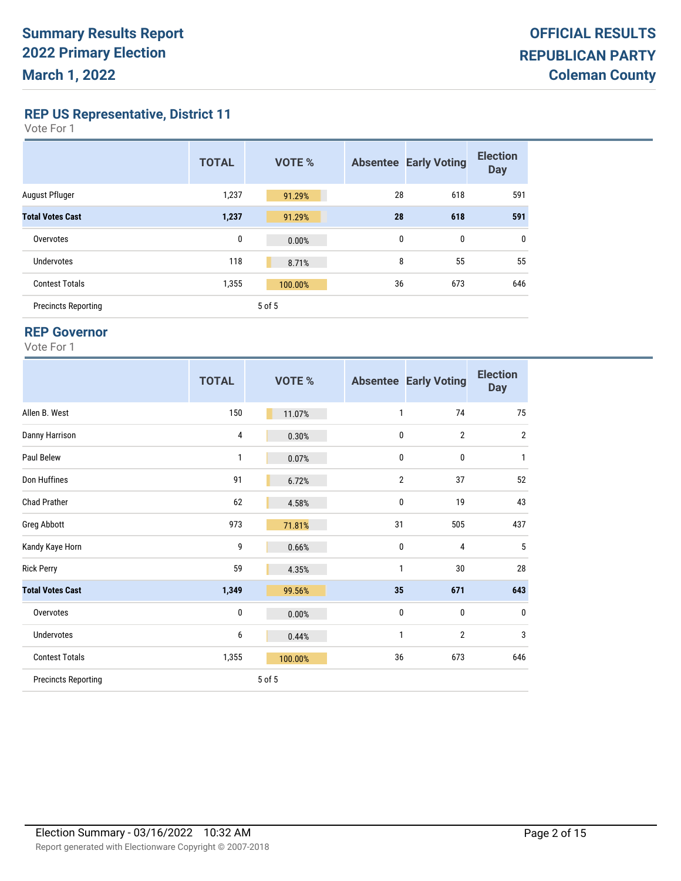# Summary Results Report
# 2022 Primary Election
# March 1, 2022

**OFFICIAL RESULTS**
**REPUBLICAN PARTY**
**Coleman County**

## REP US Representative, District 11

Vote For 1

| | TOTAL | VOTE % | Absentee | Early Voting | Election Day |
|---|---|---|---|---|---|
| August Pfluger | 1,237 | 91.29% | 28 | 618 | 591 |
| **Total Votes Cast** | **1,237** | 91.29% | **28** | **618** | **591** |
| Overvotes | 0 | 0.00% | 0 | 0 | 0 |
| Undervotes | 118 | 8.71% | 8 | 55 | 55 |
| Contest Totals | 1,355 | 100.00% | 36 | 673 | 646 |
| Precincts Reporting | | 5 of 5 | | | |

## REP Governor

Vote For 1

| | TOTAL | VOTE % | Absentee | Early Voting | Election Day |
|---|---|---|---|---|---|
| Allen B. West | 150 | 11.07% | 1 | 74 | 75 |
| Danny Harrison | 4 | 0.30% | 0 | 2 | 2 |
| Paul Belew | 1 | 0.07% | 0 | 0 | 1 |
| Don Huffines | 91 | 6.72% | 2 | 37 | 52 |
| Chad Prather | 62 | 4.58% | 0 | 19 | 43 |
| Greg Abbott | 973 | 71.81% | 31 | 505 | 437 |
| Kandy Kaye Horn | 9 | 0.66% | 0 | 4 | 5 |
| Rick Perry | 59 | 4.35% | 1 | 30 | 28 |
| **Total Votes Cast** | **1,349** | 99.56% | **35** | **671** | **643** |
| Overvotes | 0 | 0.00% | 0 | 0 | 0 |
| Undervotes | 6 | 0.44% | 1 | 2 | 3 |
| Contest Totals | 1,355 | 100.00% | 36 | 673 | 646 |
| Precincts Reporting | | 5 of 5 | | | |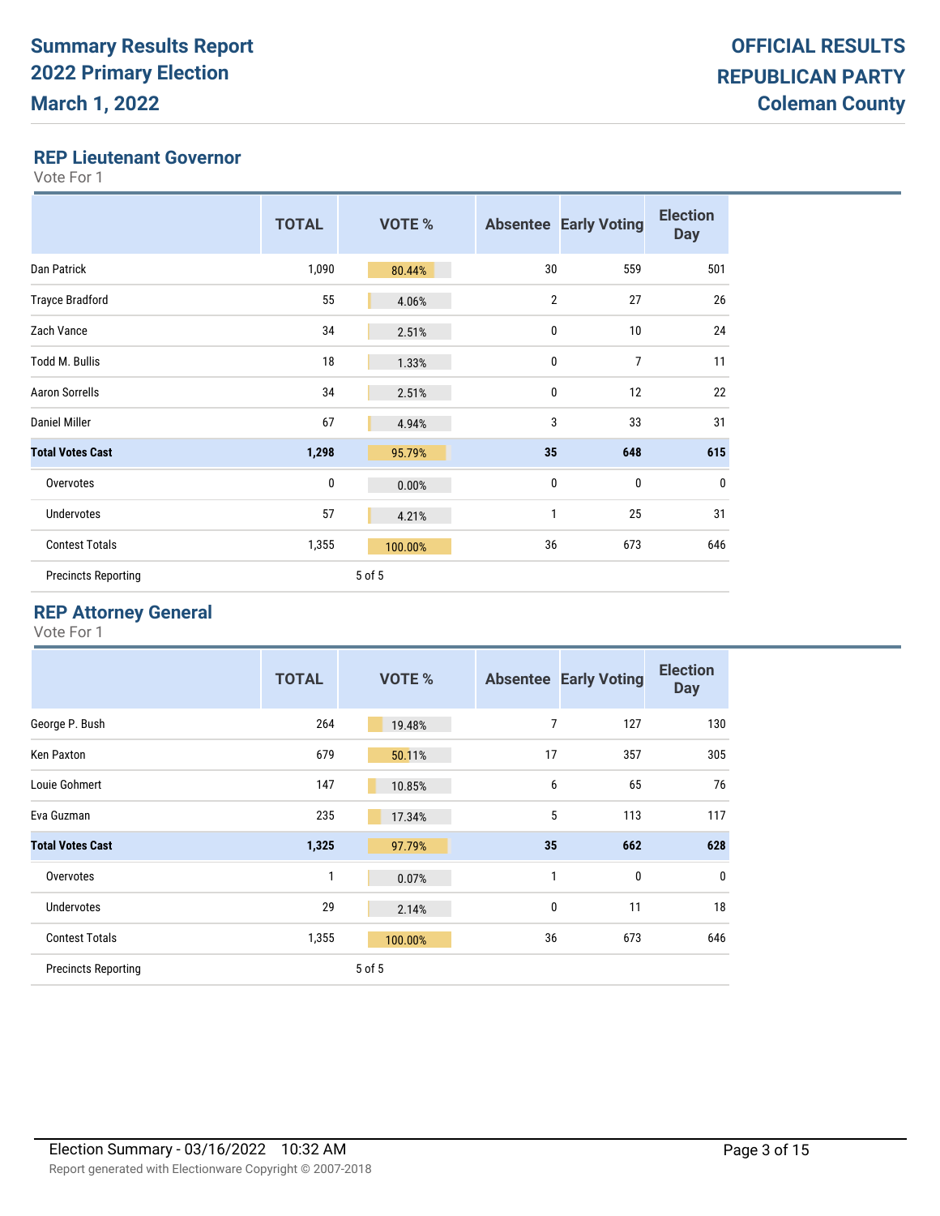**Summary Results Report**
**2022 Primary Election**
**March 1, 2022**

**OFFICIAL RESULTS**
**REPUBLICAN PARTY**
**Coleman County**

## REP Lieutenant Governor

Vote For 1

| | TOTAL | VOTE % | Absentee | Early Voting | Election Day |
|---|---|---|---|---|---|
| Dan Patrick | 1,090 | 80.44% | 30 | 559 | 501 |
| Trayce Bradford | 55 | 4.06% | 2 | 27 | 26 |
| Zach Vance | 34 | 2.51% | 0 | 10 | 24 |
| Todd M. Bullis | 18 | 1.33% | 0 | 7 | 11 |
| Aaron Sorrells | 34 | 2.51% | 0 | 12 | 22 |
| Daniel Miller | 67 | 4.94% | 3 | 33 | 31 |
| **Total Votes Cast** | **1,298** | **95.79%** | **35** | **648** | **615** |
| Overvotes | 0 | 0.00% | 0 | 0 | 0 |
| Undervotes | 57 | 4.21% | 1 | 25 | 31 |
| Contest Totals | 1,355 | 100.00% | 36 | 673 | 646 |
| Precincts Reporting | | 5 of 5 | | | |

## REP Attorney General

Vote For 1

| | TOTAL | VOTE % | Absentee | Early Voting | Election Day |
|---|---|---|---|---|---|
| George P. Bush | 264 | 19.48% | 7 | 127 | 130 |
| Ken Paxton | 679 | 50.11% | 17 | 357 | 305 |
| Louie Gohmert | 147 | 10.85% | 6 | 65 | 76 |
| Eva Guzman | 235 | 17.34% | 5 | 113 | 117 |
| **Total Votes Cast** | **1,325** | **97.79%** | **35** | **662** | **628** |
| Overvotes | 1 | 0.07% | 1 | 0 | 0 |
| Undervotes | 29 | 2.14% | 0 | 11 | 18 |
| Contest Totals | 1,355 | 100.00% | 36 | 673 | 646 |
| Precincts Reporting | | 5 of 5 | | | |

Election Summary - 03/16/2022 10:32 AM

Report generated with Electionware Copyright © 2007-2018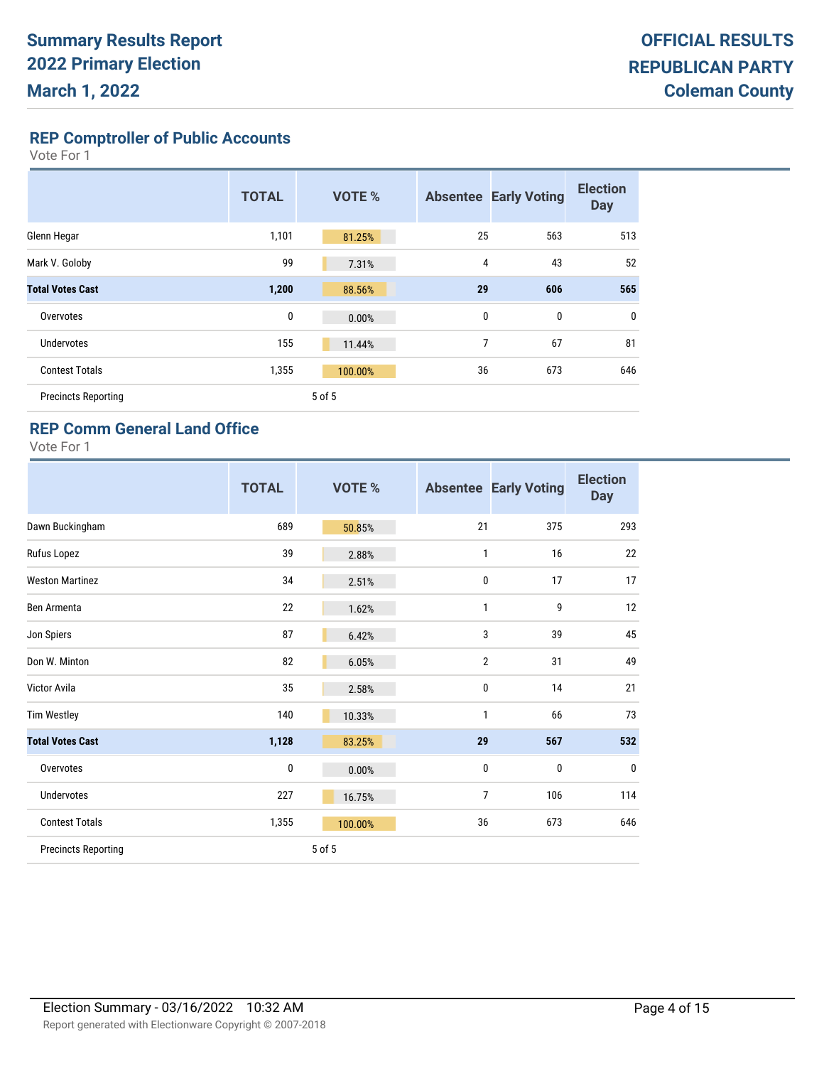# Summary Results Report
## 2022 Primary Election
## March 1, 2022

**OFFICIAL RESULTS**
**REPUBLICAN PARTY**
**Coleman County**

### REP Comptroller of Public Accounts

Vote For 1

| | TOTAL | VOTE % | Absentee | Early Voting | Election Day |
|---|---|---|---|---|---|
| Glenn Hegar | 1,101 | 81.25% | 25 | 563 | 513 |
| Mark V. Goloby | 99 | 7.31% | 4 | 43 | 52 |
| **Total Votes Cast** | **1,200** | **88.56%** | **29** | **606** | **565** |
| Overvotes | 0 | 0.00% | 0 | 0 | 0 |
| Undervotes | 155 | 11.44% | 7 | 67 | 81 |
| Contest Totals | 1,355 | 100.00% | 36 | 673 | 646 |
| Precincts Reporting | | 5 of 5 | | | |

### REP Comm General Land Office

Vote For 1

| | TOTAL | VOTE % | Absentee | Early Voting | Election Day |
|---|---|---|---|---|---|
| Dawn Buckingham | 689 | 50.85% | 21 | 375 | 293 |
| Rufus Lopez | 39 | 2.88% | 1 | 16 | 22 |
| Weston Martinez | 34 | 2.51% | 0 | 17 | 17 |
| Ben Armenta | 22 | 1.62% | 1 | 9 | 12 |
| Jon Spiers | 87 | 6.42% | 3 | 39 | 45 |
| Don W. Minton | 82 | 6.05% | 2 | 31 | 49 |
| Victor Avila | 35 | 2.58% | 0 | 14 | 21 |
| Tim Westley | 140 | 10.33% | 1 | 66 | 73 |
| **Total Votes Cast** | **1,128** | **83.25%** | **29** | **567** | **532** |
| Overvotes | 0 | 0.00% | 0 | 0 | 0 |
| Undervotes | 227 | 16.75% | 7 | 106 | 114 |
| Contest Totals | 1,355 | 100.00% | 36 | 673 | 646 |
| Precincts Reporting | | 5 of 5 | | | |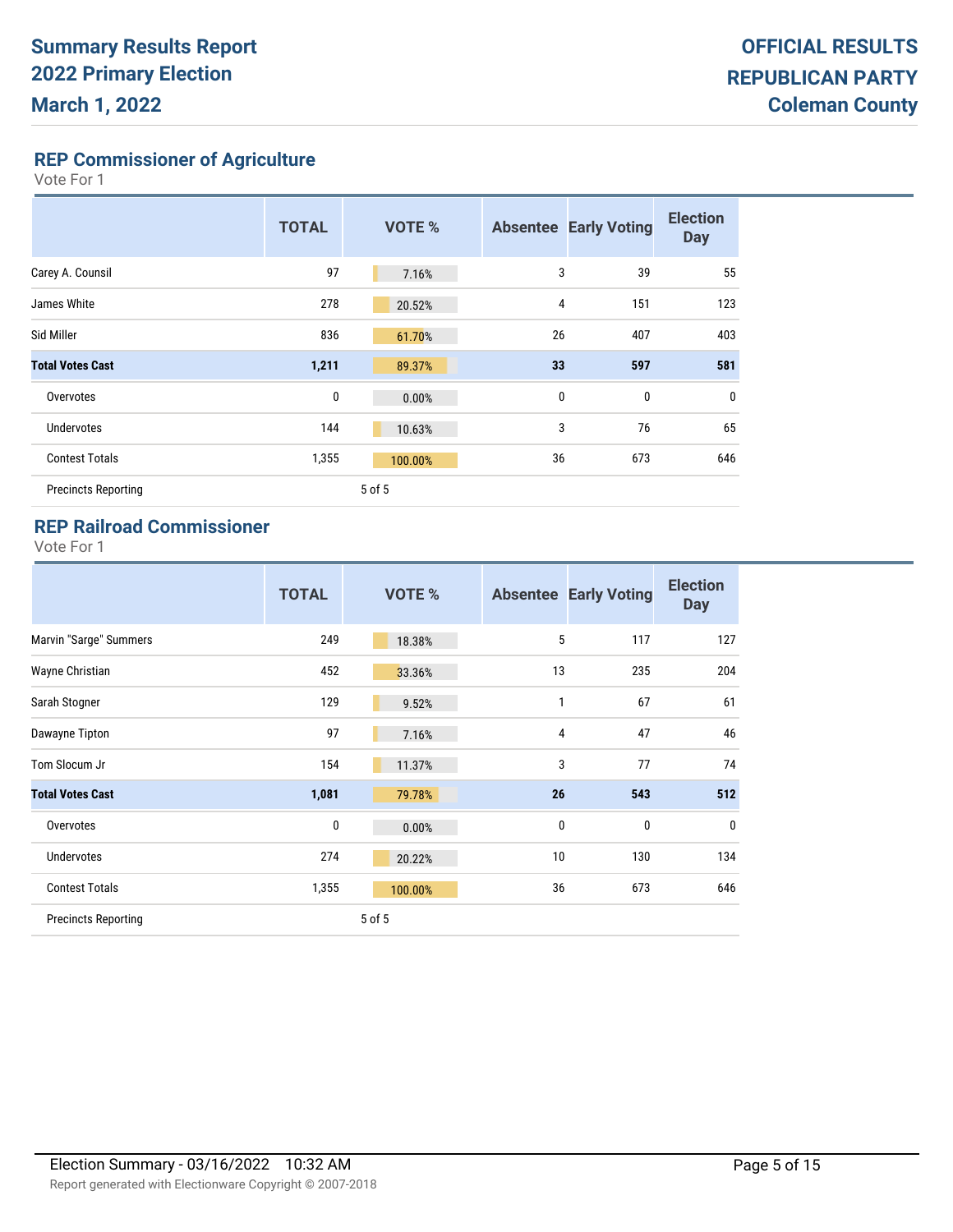# Summary Results Report
# 2022 Primary Election
# March 1, 2022

**OFFICIAL RESULTS**
**REPUBLICAN PARTY**
**Coleman County**

## REP Commissioner of Agriculture

Vote For 1

| | TOTAL | VOTE % | Absentee | Early Voting | Election Day |
|---|---|---|---|---|---|
| Carey A. Counsil | 97 | 7.16% | 3 | 39 | 55 |
| James White | 278 | 20.52% | 4 | 151 | 123 |
| Sid Miller | 836 | 61.70% | 26 | 407 | 403 |
| **Total Votes Cast** | **1,211** | **89.37%** | **33** | **597** | **581** |
| Overvotes | 0 | 0.00% | 0 | 0 | 0 |
| Undervotes | 144 | 10.63% | 3 | 76 | 65 |
| Contest Totals | 1,355 | 100.00% | 36 | 673 | 646 |
| Precincts Reporting | | 5 of 5 | | | |

## REP Railroad Commissioner

Vote For 1

| | TOTAL | VOTE % | Absentee | Early Voting | Election Day |
|---|---|---|---|---|---|
| Marvin "Sarge" Summers | 249 | 18.38% | 5 | 117 | 127 |
| Wayne Christian | 452 | 33.36% | 13 | 235 | 204 |
| Sarah Stogner | 129 | 9.52% | 1 | 67 | 61 |
| Dawayne Tipton | 97 | 7.16% | 4 | 47 | 46 |
| Tom Slocum Jr | 154 | 11.37% | 3 | 77 | 74 |
| **Total Votes Cast** | **1,081** | **79.78%** | **26** | **543** | **512** |
| Overvotes | 0 | 0.00% | 0 | 0 | 0 |
| Undervotes | 274 | 20.22% | 10 | 130 | 134 |
| Contest Totals | 1,355 | 100.00% | 36 | 673 | 646 |
| Precincts Reporting | | 5 of 5 | | | |

Election Summary - 03/16/2022 10:32 AM

Report generated with Electionware Copyright © 2007-2018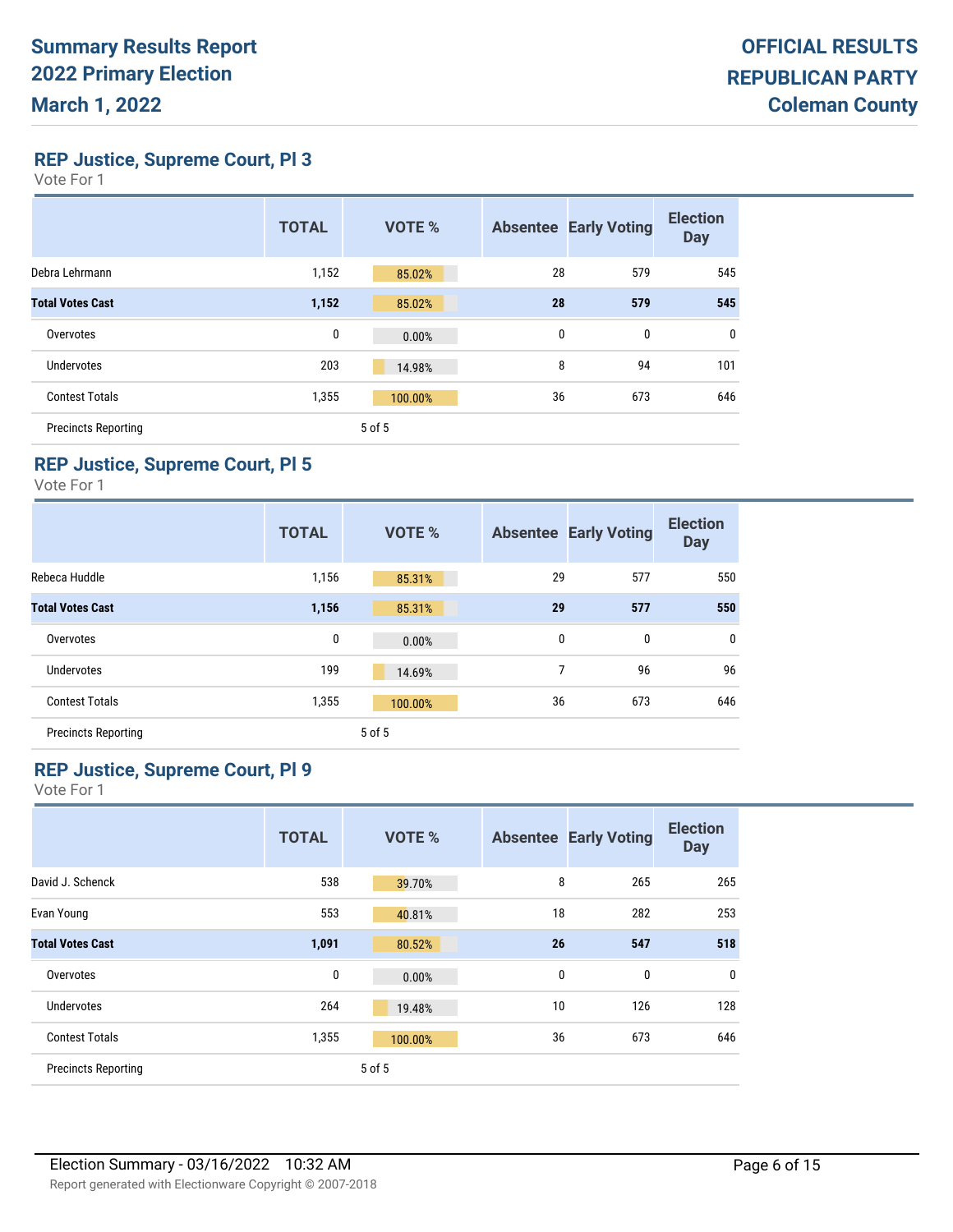# Summary Results Report
# 2022 Primary Election
# March 1, 2022

**OFFICIAL RESULTS**
**REPUBLICAN PARTY**
**Coleman County**

## REP Justice, Supreme Court, Pl 3

Vote For 1

| | TOTAL | VOTE % | Absentee | Early Voting | Election Day |
|---|---|---|---|---|---|
| Debra Lehrmann | 1,152 | 85.02% | 28 | 579 | 545 |
| **Total Votes Cast** | **1,152** | 85.02% | **28** | **579** | **545** |
| Overvotes | 0 | 0.00% | 0 | 0 | 0 |
| Undervotes | 203 | 14.98% | 8 | 94 | 101 |
| Contest Totals | 1,355 | 100.00% | 36 | 673 | 646 |
| Precincts Reporting | | 5 of 5 | | | |

## REP Justice, Supreme Court, Pl 5

Vote For 1

| | TOTAL | VOTE % | Absentee | Early Voting | Election Day |
|---|---|---|---|---|---|
| Rebeca Huddle | 1,156 | 85.31% | 29 | 577 | 550 |
| **Total Votes Cast** | **1,156** | 85.31% | **29** | **577** | **550** |
| Overvotes | 0 | 0.00% | 0 | 0 | 0 |
| Undervotes | 199 | 14.69% | 7 | 96 | 96 |
| Contest Totals | 1,355 | 100.00% | 36 | 673 | 646 |
| Precincts Reporting | | 5 of 5 | | | |

## REP Justice, Supreme Court, Pl 9

Vote For 1

| | TOTAL | VOTE % | Absentee | Early Voting | Election Day |
|---|---|---|---|---|---|
| David J. Schenck | 538 | 39.70% | 8 | 265 | 265 |
| Evan Young | 553 | 40.81% | 18 | 282 | 253 |
| **Total Votes Cast** | **1,091** | 80.52% | **26** | **547** | **518** |
| Overvotes | 0 | 0.00% | 0 | 0 | 0 |
| Undervotes | 264 | 19.48% | 10 | 126 | 128 |
| Contest Totals | 1,355 | 100.00% | 36 | 673 | 646 |
| Precincts Reporting | | 5 of 5 | | | |

Election Summary - 03/16/2022 10:32 AM

Report generated with Electionware Copyright © 2007-2018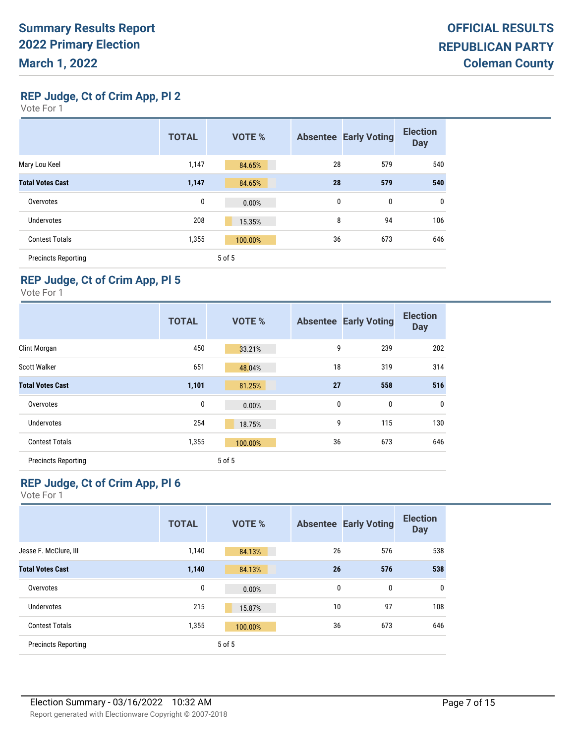# Summary Results Report
# 2022 Primary Election
# March 1, 2022

**OFFICIAL RESULTS**
**REPUBLICAN PARTY**
**Coleman County**

## REP Judge, Ct of Crim App, Pl 2

Vote For 1

| | TOTAL | VOTE % | Absentee | Early Voting | Election Day |
|---|---|---|---|---|---|
| Mary Lou Keel | 1,147 | 84.65% | 28 | 579 | 540 |
| **Total Votes Cast** | **1,147** | **84.65%** | **28** | **579** | **540** |
| Overvotes | 0 | 0.00% | 0 | 0 | 0 |
| Undervotes | 208 | 15.35% | 8 | 94 | 106 |
| Contest Totals | 1,355 | 100.00% | 36 | 673 | 646 |
| Precincts Reporting | | 5 of 5 | | | |

## REP Judge, Ct of Crim App, Pl 5

Vote For 1

| | TOTAL | VOTE % | Absentee | Early Voting | Election Day |
|---|---|---|---|---|---|
| Clint Morgan | 450 | 33.21% | 9 | 239 | 202 |
| Scott Walker | 651 | 48.04% | 18 | 319 | 314 |
| **Total Votes Cast** | **1,101** | **81.25%** | **27** | **558** | **516** |
| Overvotes | 0 | 0.00% | 0 | 0 | 0 |
| Undervotes | 254 | 18.75% | 9 | 115 | 130 |
| Contest Totals | 1,355 | 100.00% | 36 | 673 | 646 |
| Precincts Reporting | | 5 of 5 | | | |

## REP Judge, Ct of Crim App, Pl 6

Vote For 1

| | TOTAL | VOTE % | Absentee | Early Voting | Election Day |
|---|---|---|---|---|---|
| Jesse F. McClure, III | 1,140 | 84.13% | 26 | 576 | 538 |
| **Total Votes Cast** | **1,140** | **84.13%** | **26** | **576** | **538** |
| Overvotes | 0 | 0.00% | 0 | 0 | 0 |
| Undervotes | 215 | 15.87% | 10 | 97 | 108 |
| Contest Totals | 1,355 | 100.00% | 36 | 673 | 646 |
| Precincts Reporting | | 5 of 5 | | | |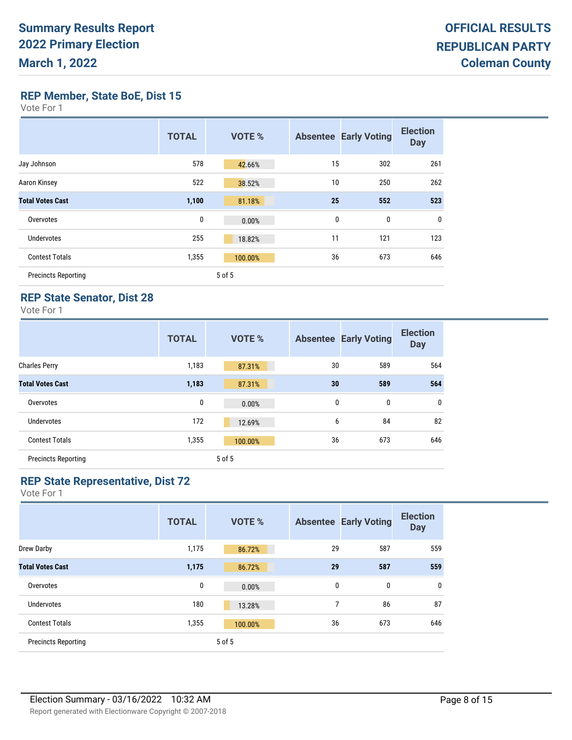Summary Results Report
2022 Primary Election
March 1, 2022

OFFICIAL RESULTS
REPUBLICAN PARTY
Coleman County

## REP Member, State BoE, Dist 15

Vote For 1

| | TOTAL | VOTE % | Absentee | Early Voting | Election Day |
|---|---|---|---|---|---|
| Jay Johnson | 578 | 42.66% | 15 | 302 | 261 |
| Aaron Kinsey | 522 | 38.52% | 10 | 250 | 262 |
| **Total Votes Cast** | **1,100** | **81.18%** | **25** | **552** | **523** |
| Overvotes | 0 | 0.00% | 0 | 0 | 0 |
| Undervotes | 255 | 18.82% | 11 | 121 | 123 |
| Contest Totals | 1,355 | 100.00% | 36 | 673 | 646 |
| Precincts Reporting | | 5 of 5 | | | |

## REP State Senator, Dist 28

Vote For 1

| | TOTAL | VOTE % | Absentee | Early Voting | Election Day |
|---|---|---|---|---|---|
| Charles Perry | 1,183 | 87.31% | 30 | 589 | 564 |
| **Total Votes Cast** | **1,183** | **87.31%** | **30** | **589** | **564** |
| Overvotes | 0 | 0.00% | 0 | 0 | 0 |
| Undervotes | 172 | 12.69% | 6 | 84 | 82 |
| Contest Totals | 1,355 | 100.00% | 36 | 673 | 646 |
| Precincts Reporting | | 5 of 5 | | | |

## REP State Representative, Dist 72

Vote For 1

| | TOTAL | VOTE % | Absentee | Early Voting | Election Day |
|---|---|---|---|---|---|
| Drew Darby | 1,175 | 86.72% | 29 | 587 | 559 |
| **Total Votes Cast** | **1,175** | **86.72%** | **29** | **587** | **559** |
| Overvotes | 0 | 0.00% | 0 | 0 | 0 |
| Undervotes | 180 | 13.28% | 7 | 86 | 87 |
| Contest Totals | 1,355 | 100.00% | 36 | 673 | 646 |
| Precincts Reporting | | 5 of 5 | | | |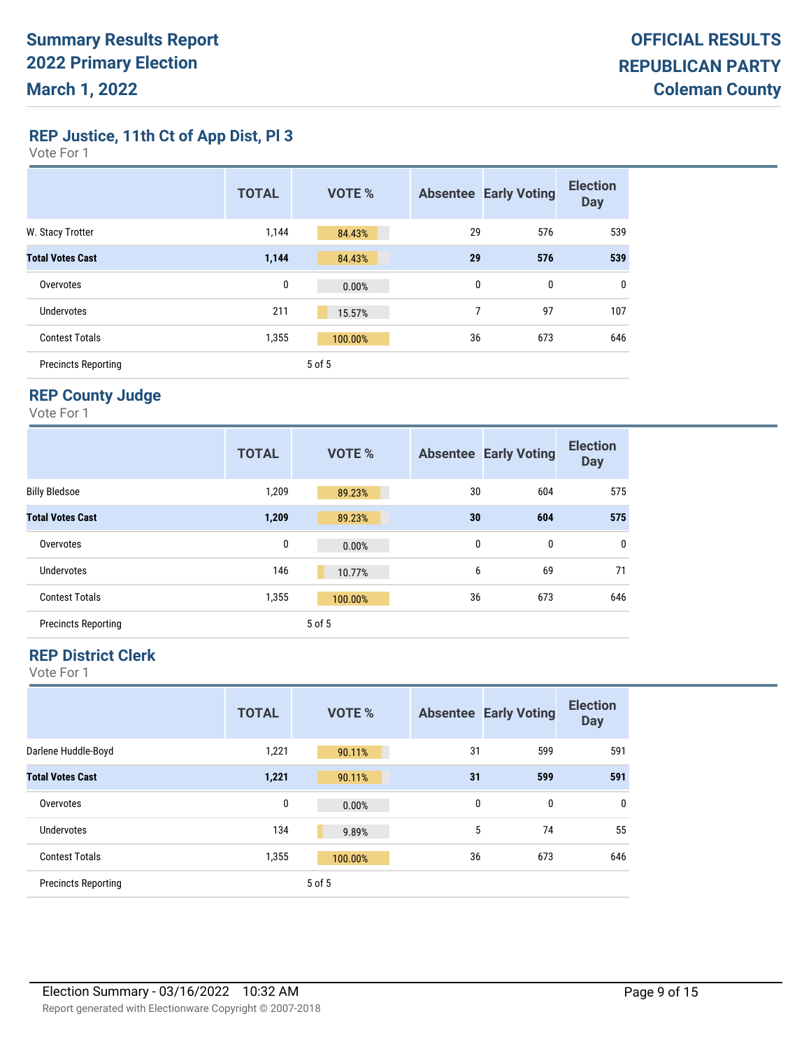**Summary Results Report**
**2022 Primary Election**
**March 1, 2022**

**OFFICIAL RESULTS**
**REPUBLICAN PARTY**
**Coleman County**

## REP Justice, 11th Ct of App Dist, Pl 3

Vote For 1

| | TOTAL | VOTE % | Absentee | Early Voting | Election Day |
|---|---|---|---|---|---|
| W. Stacy Trotter | 1,144 | 84.43% | 29 | 576 | 539 |
| **Total Votes Cast** | **1,144** | **84.43%** | **29** | **576** | **539** |
| Overvotes | 0 | 0.00% | 0 | 0 | 0 |
| Undervotes | 211 | 15.57% | 7 | 97 | 107 |
| Contest Totals | 1,355 | 100.00% | 36 | 673 | 646 |
| Precincts Reporting | | 5 of 5 | | | |

## REP County Judge

Vote For 1

| | TOTAL | VOTE % | Absentee | Early Voting | Election Day |
|---|---|---|---|---|---|
| Billy Bledsoe | 1,209 | 89.23% | 30 | 604 | 575 |
| **Total Votes Cast** | **1,209** | **89.23%** | **30** | **604** | **575** |
| Overvotes | 0 | 0.00% | 0 | 0 | 0 |
| Undervotes | 146 | 10.77% | 6 | 69 | 71 |
| Contest Totals | 1,355 | 100.00% | 36 | 673 | 646 |
| Precincts Reporting | | 5 of 5 | | | |

## REP District Clerk

Vote For 1

| | TOTAL | VOTE % | Absentee | Early Voting | Election Day |
|---|---|---|---|---|---|
| Darlene Huddle-Boyd | 1,221 | 90.11% | 31 | 599 | 591 |
| **Total Votes Cast** | **1,221** | **90.11%** | **31** | **599** | **591** |
| Overvotes | 0 | 0.00% | 0 | 0 | 0 |
| Undervotes | 134 | 9.89% | 5 | 74 | 55 |
| Contest Totals | 1,355 | 100.00% | 36 | 673 | 646 |
| Precincts Reporting | | 5 of 5 | | | |

Election Summary - 03/16/2022 10:32 AM

Report generated with Electionware Copyright © 2007-2018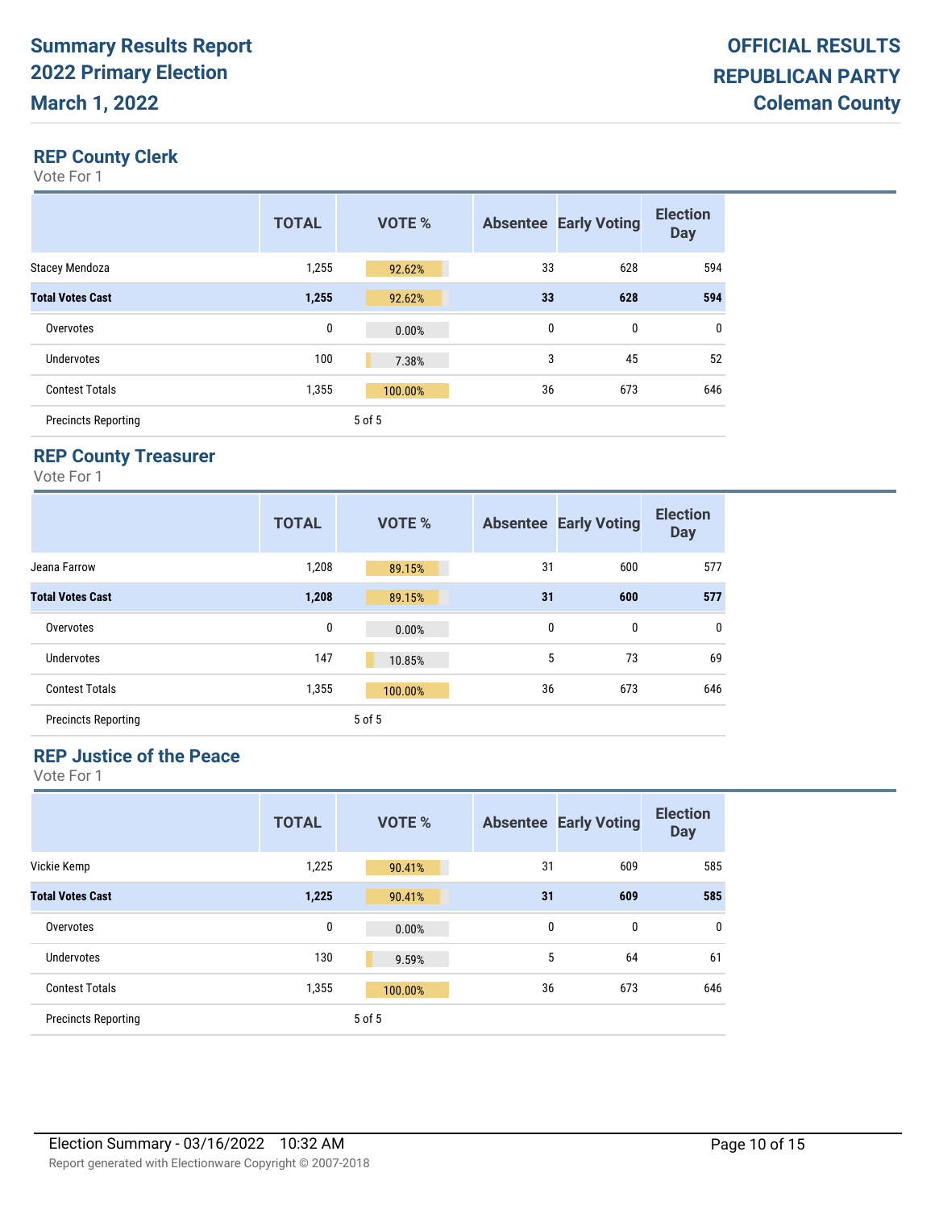# Summary Results Report
# 2022 Primary Election
# March 1, 2022

**OFFICIAL RESULTS**
**REPUBLICAN PARTY**
**Coleman County**

## REP County Clerk

Vote For 1

| | TOTAL | VOTE % | Absentee | Early Voting | Election Day |
|---|---|---|---|---|---|
| Stacey Mendoza | 1,255 | 92.62% | 33 | 628 | 594 |
| **Total Votes Cast** | **1,255** | **92.62%** | **33** | **628** | **594** |
| Overvotes | 0 | 0.00% | 0 | 0 | 0 |
| Undervotes | 100 | 7.38% | 3 | 45 | 52 |
| Contest Totals | 1,355 | 100.00% | 36 | 673 | 646 |
| Precincts Reporting | | 5 of 5 | | | |

## REP County Treasurer

Vote For 1

| | TOTAL | VOTE % | Absentee | Early Voting | Election Day |
|---|---|---|---|---|---|
| Jeana Farrow | 1,208 | 89.15% | 31 | 600 | 577 |
| **Total Votes Cast** | **1,208** | **89.15%** | **31** | **600** | **577** |
| Overvotes | 0 | 0.00% | 0 | 0 | 0 |
| Undervotes | 147 | 10.85% | 5 | 73 | 69 |
| Contest Totals | 1,355 | 100.00% | 36 | 673 | 646 |
| Precincts Reporting | | 5 of 5 | | | |

## REP Justice of the Peace

Vote For 1

| | TOTAL | VOTE % | Absentee | Early Voting | Election Day |
|---|---|---|---|---|---|
| Vickie Kemp | 1,225 | 90.41% | 31 | 609 | 585 |
| **Total Votes Cast** | **1,225** | **90.41%** | **31** | **609** | **585** |
| Overvotes | 0 | 0.00% | 0 | 0 | 0 |
| Undervotes | 130 | 9.59% | 5 | 64 | 61 |
| Contest Totals | 1,355 | 100.00% | 36 | 673 | 646 |
| Precincts Reporting | | 5 of 5 | | | |

Election Summary - 03/16/2022 10:32 AM

Report generated with Electionware Copyright © 2007-2018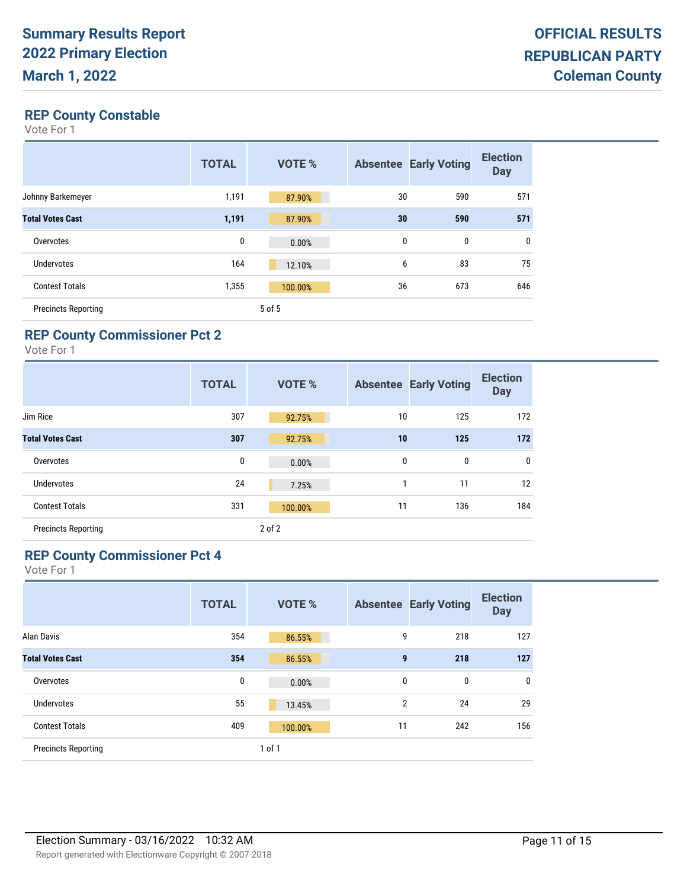# Summary Results Report
# 2022 Primary Election
# March 1, 2022

# OFFICIAL RESULTS
# REPUBLICAN PARTY
# Coleman County

## REP County Constable

Vote For 1

| | TOTAL | VOTE % | Absentee | Early Voting | Election Day |
|---|---|---|---|---|---|
| Johnny Barkemeyer | 1,191 | 87.90% | 30 | 590 | 571 |
| **Total Votes Cast** | **1,191** | **87.90%** | **30** | **590** | **571** |
| Overvotes | 0 | 0.00% | 0 | 0 | 0 |
| Undervotes | 164 | 12.10% | 6 | 83 | 75 |
| Contest Totals | 1,355 | 100.00% | 36 | 673 | 646 |
| Precincts Reporting | | 5 of 5 | | | |

## REP County Commissioner Pct 2

Vote For 1

| | TOTAL | VOTE % | Absentee | Early Voting | Election Day |
|---|---|---|---|---|---|
| Jim Rice | 307 | 92.75% | 10 | 125 | 172 |
| **Total Votes Cast** | **307** | **92.75%** | **10** | **125** | **172** |
| Overvotes | 0 | 0.00% | 0 | 0 | 0 |
| Undervotes | 24 | 7.25% | 1 | 11 | 12 |
| Contest Totals | 331 | 100.00% | 11 | 136 | 184 |
| Precincts Reporting | | 2 of 2 | | | |

## REP County Commissioner Pct 4

Vote For 1

| | TOTAL | VOTE % | Absentee | Early Voting | Election Day |
|---|---|---|---|---|---|
| Alan Davis | 354 | 86.55% | 9 | 218 | 127 |
| **Total Votes Cast** | **354** | **86.55%** | **9** | **218** | **127** |
| Overvotes | 0 | 0.00% | 0 | 0 | 0 |
| Undervotes | 55 | 13.45% | 2 | 24 | 29 |
| Contest Totals | 409 | 100.00% | 11 | 242 | 156 |
| Precincts Reporting | | 1 of 1 | | | |

Election Summary - 03/16/2022 10:32 AM

Report generated with Electionware Copyright © 2007-2018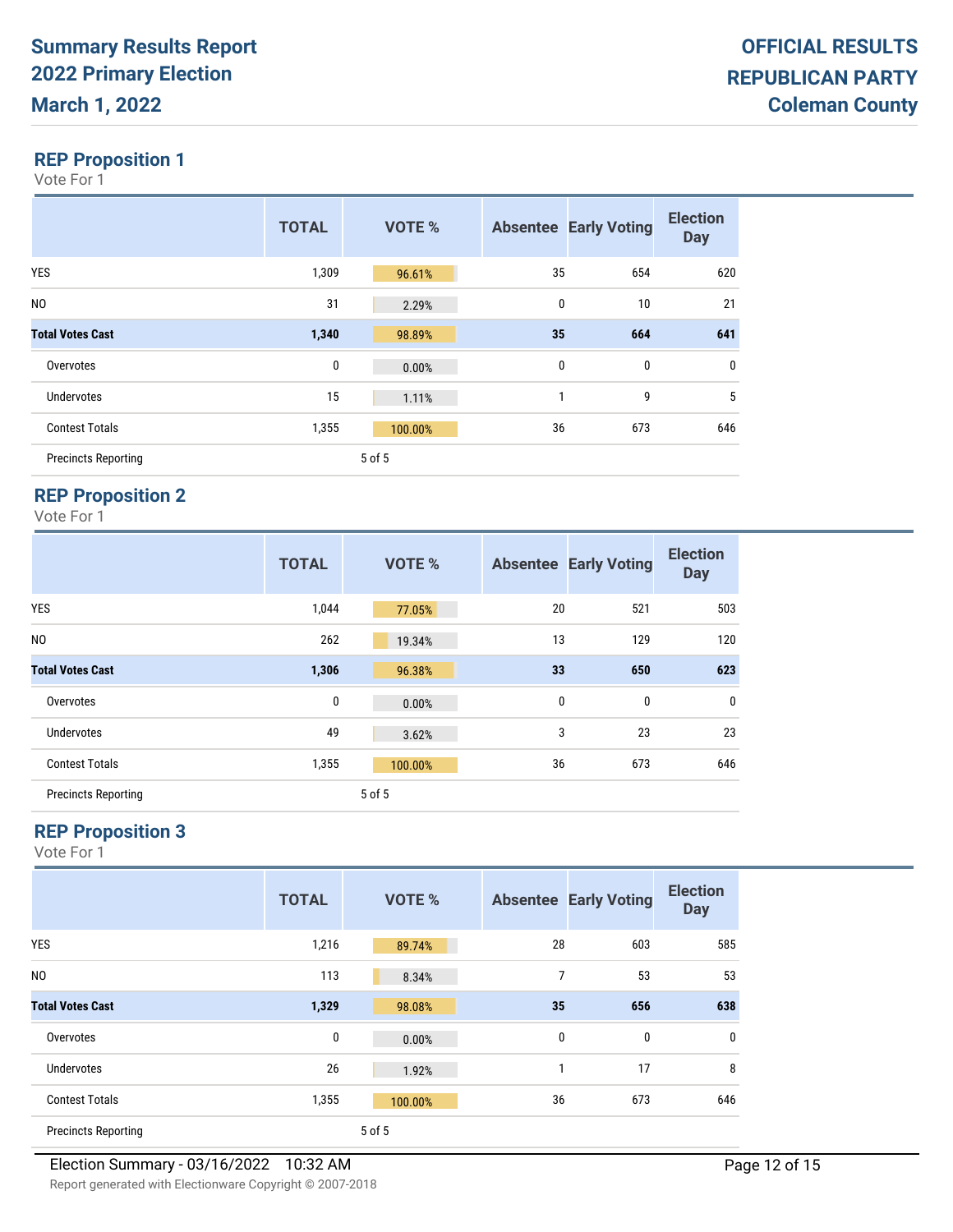# Summary Results Report
# 2022 Primary Election
# March 1, 2022

# OFFICIAL RESULTS
# REPUBLICAN PARTY
# Coleman County

## REP Proposition 1

Vote For 1

| | TOTAL | VOTE % | Absentee | Early Voting | Election Day |
|---|---|---|---|---|---|
| YES | 1,309 | 96.61% | 35 | 654 | 620 |
| NO | 31 | 2.29% | 0 | 10 | 21 |
| **Total Votes Cast** | **1,340** | **98.89%** | **35** | **664** | **641** |
| Overvotes | 0 | 0.00% | 0 | 0 | 0 |
| Undervotes | 15 | 1.11% | 1 | 9 | 5 |
| Contest Totals | 1,355 | 100.00% | 36 | 673 | 646 |
| Precincts Reporting | 5 of 5 | | | | |

## REP Proposition 2

Vote For 1

| | TOTAL | VOTE % | Absentee | Early Voting | Election Day |
|---|---|---|---|---|---|
| YES | 1,044 | 77.05% | 20 | 521 | 503 |
| NO | 262 | 19.34% | 13 | 129 | 120 |
| **Total Votes Cast** | **1,306** | **96.38%** | **33** | **650** | **623** |
| Overvotes | 0 | 0.00% | 0 | 0 | 0 |
| Undervotes | 49 | 3.62% | 3 | 23 | 23 |
| Contest Totals | 1,355 | 100.00% | 36 | 673 | 646 |
| Precincts Reporting | 5 of 5 | | | | |

## REP Proposition 3

Vote For 1

| | TOTAL | VOTE % | Absentee | Early Voting | Election Day |
|---|---|---|---|---|---|
| YES | 1,216 | 89.74% | 28 | 603 | 585 |
| NO | 113 | 8.34% | 7 | 53 | 53 |
| **Total Votes Cast** | **1,329** | **98.08%** | **35** | **656** | **638** |
| Overvotes | 0 | 0.00% | 0 | 0 | 0 |
| Undervotes | 26 | 1.92% | 1 | 17 | 8 |
| Contest Totals | 1,355 | 100.00% | 36 | 673 | 646 |
| Precincts Reporting | 5 of 5 | | | | |

Election Summary - 03/16/2022 10:32 AM

Report generated with Electionware Copyright © 2007-2018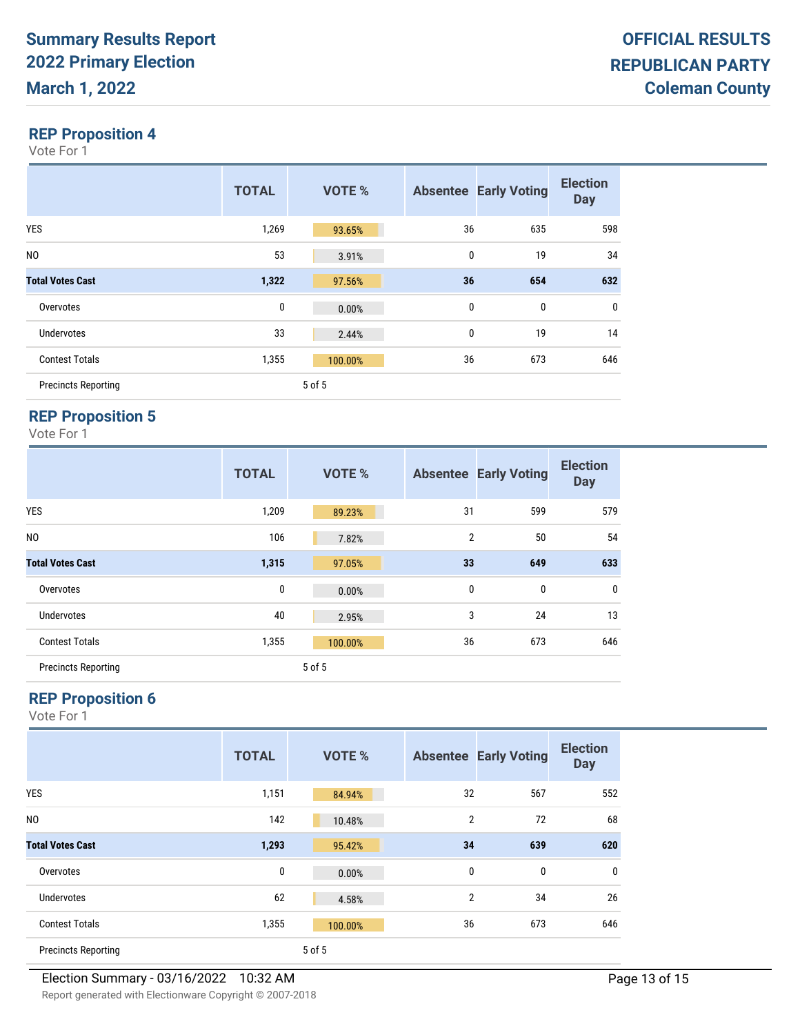# Summary Results Report
## 2022 Primary Election
## March 1, 2022

**OFFICIAL RESULTS**
**REPUBLICAN PARTY**
**Coleman County**

### REP Proposition 4

Vote For 1

| | TOTAL | VOTE % | Absentee | Early Voting | Election Day |
|---|---|---|---|---|---|
| YES | 1,269 | 93.65% | 36 | 635 | 598 |
| NO | 53 | 3.91% | 0 | 19 | 34 |
| **Total Votes Cast** | **1,322** | **97.56%** | **36** | **654** | **632** |
| Overvotes | 0 | 0.00% | 0 | 0 | 0 |
| Undervotes | 33 | 2.44% | 0 | 19 | 14 |
| Contest Totals | 1,355 | 100.00% | 36 | 673 | 646 |
| Precincts Reporting | | 5 of 5 | | | |

### REP Proposition 5

Vote For 1

| | TOTAL | VOTE % | Absentee | Early Voting | Election Day |
|---|---|---|---|---|---|
| YES | 1,209 | 89.23% | 31 | 599 | 579 |
| NO | 106 | 7.82% | 2 | 50 | 54 |
| **Total Votes Cast** | **1,315** | **97.05%** | **33** | **649** | **633** |
| Overvotes | 0 | 0.00% | 0 | 0 | 0 |
| Undervotes | 40 | 2.95% | 3 | 24 | 13 |
| Contest Totals | 1,355 | 100.00% | 36 | 673 | 646 |
| Precincts Reporting | | 5 of 5 | | | |

### REP Proposition 6

Vote For 1

| | TOTAL | VOTE % | Absentee | Early Voting | Election Day |
|---|---|---|---|---|---|
| YES | 1,151 | 84.94% | 32 | 567 | 552 |
| NO | 142 | 10.48% | 2 | 72 | 68 |
| **Total Votes Cast** | **1,293** | **95.42%** | **34** | **639** | **620** |
| Overvotes | 0 | 0.00% | 0 | 0 | 0 |
| Undervotes | 62 | 4.58% | 2 | 34 | 26 |
| Contest Totals | 1,355 | 100.00% | 36 | 673 | 646 |
| Precincts Reporting | | 5 of 5 | | | |

Election Summary - 03/16/2022 10:32 AM

Report generated with Electionware Copyright © 2007-2018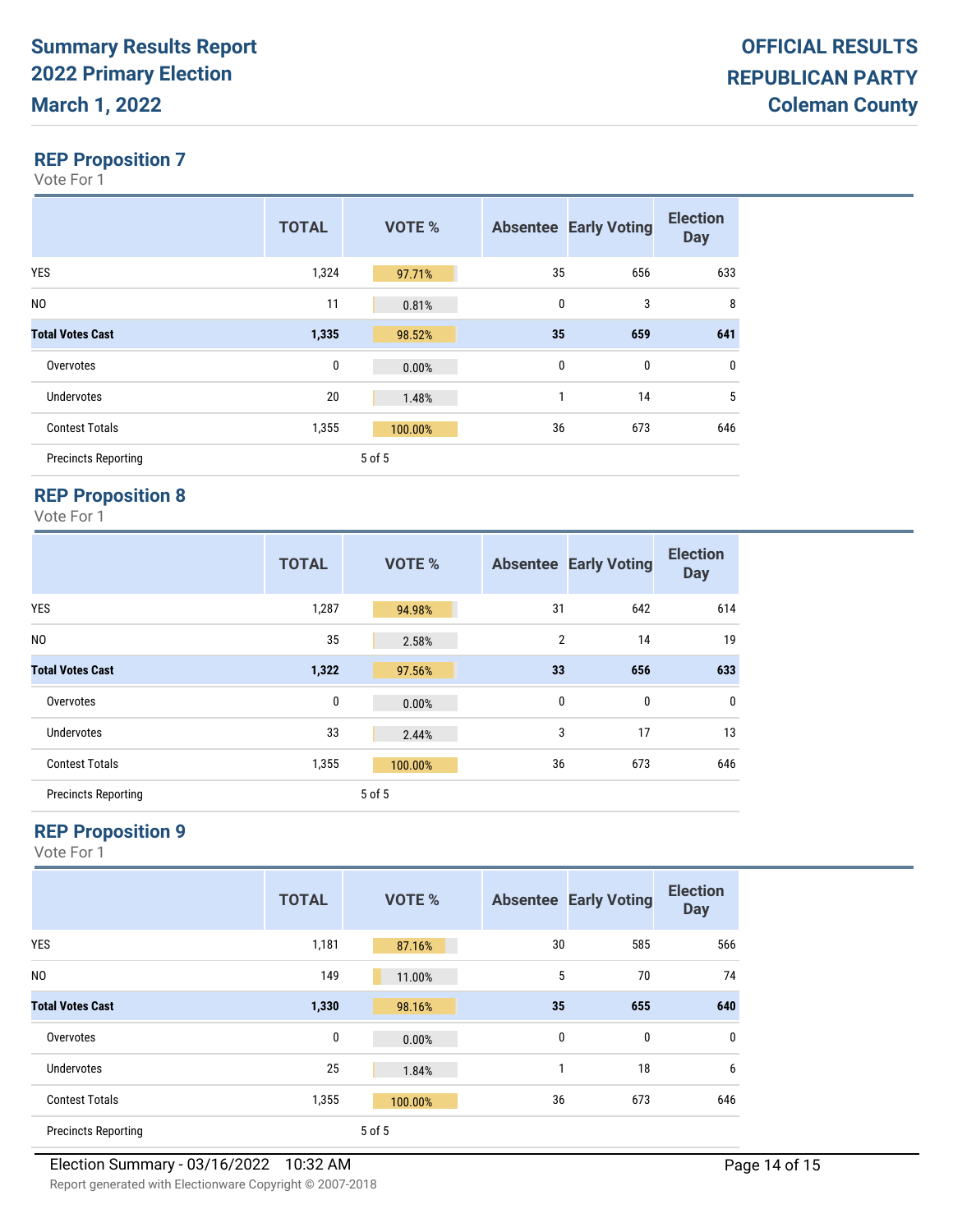**Summary Results Report**
**2022 Primary Election**
**March 1, 2022**

**OFFICIAL RESULTS**
**REPUBLICAN PARTY**
**Coleman County**

## REP Proposition 7

Vote For 1

| | TOTAL | VOTE % | Absentee | Early Voting | Election Day |
|---|---|---|---|---|---|
| YES | 1,324 | 97.71% | 35 | 656 | 633 |
| NO | 11 | 0.81% | 0 | 3 | 8 |
| **Total Votes Cast** | **1,335** | **98.52%** | **35** | **659** | **641** |
| Overvotes | 0 | 0.00% | 0 | 0 | 0 |
| Undervotes | 20 | 1.48% | 1 | 14 | 5 |
| Contest Totals | 1,355 | 100.00% | 36 | 673 | 646 |
| Precincts Reporting | | 5 of 5 | | | |

## REP Proposition 8

Vote For 1

| | TOTAL | VOTE % | Absentee | Early Voting | Election Day |
|---|---|---|---|---|---|
| YES | 1,287 | 94.98% | 31 | 642 | 614 |
| NO | 35 | 2.58% | 2 | 14 | 19 |
| **Total Votes Cast** | **1,322** | **97.56%** | **33** | **656** | **633** |
| Overvotes | 0 | 0.00% | 0 | 0 | 0 |
| Undervotes | 33 | 2.44% | 3 | 17 | 13 |
| Contest Totals | 1,355 | 100.00% | 36 | 673 | 646 |
| Precincts Reporting | | 5 of 5 | | | |

## REP Proposition 9

Vote For 1

| | TOTAL | VOTE % | Absentee | Early Voting | Election Day |
|---|---|---|---|---|---|
| YES | 1,181 | 87.16% | 30 | 585 | 566 |
| NO | 149 | 11.00% | 5 | 70 | 74 |
| **Total Votes Cast** | **1,330** | **98.16%** | **35** | **655** | **640** |
| Overvotes | 0 | 0.00% | 0 | 0 | 0 |
| Undervotes | 25 | 1.84% | 1 | 18 | 6 |
| Contest Totals | 1,355 | 100.00% | 36 | 673 | 646 |
| Precincts Reporting | | 5 of 5 | | | |

Election Summary - 03/16/2022 10:32 AM

Report generated with Electionware Copyright © 2007-2018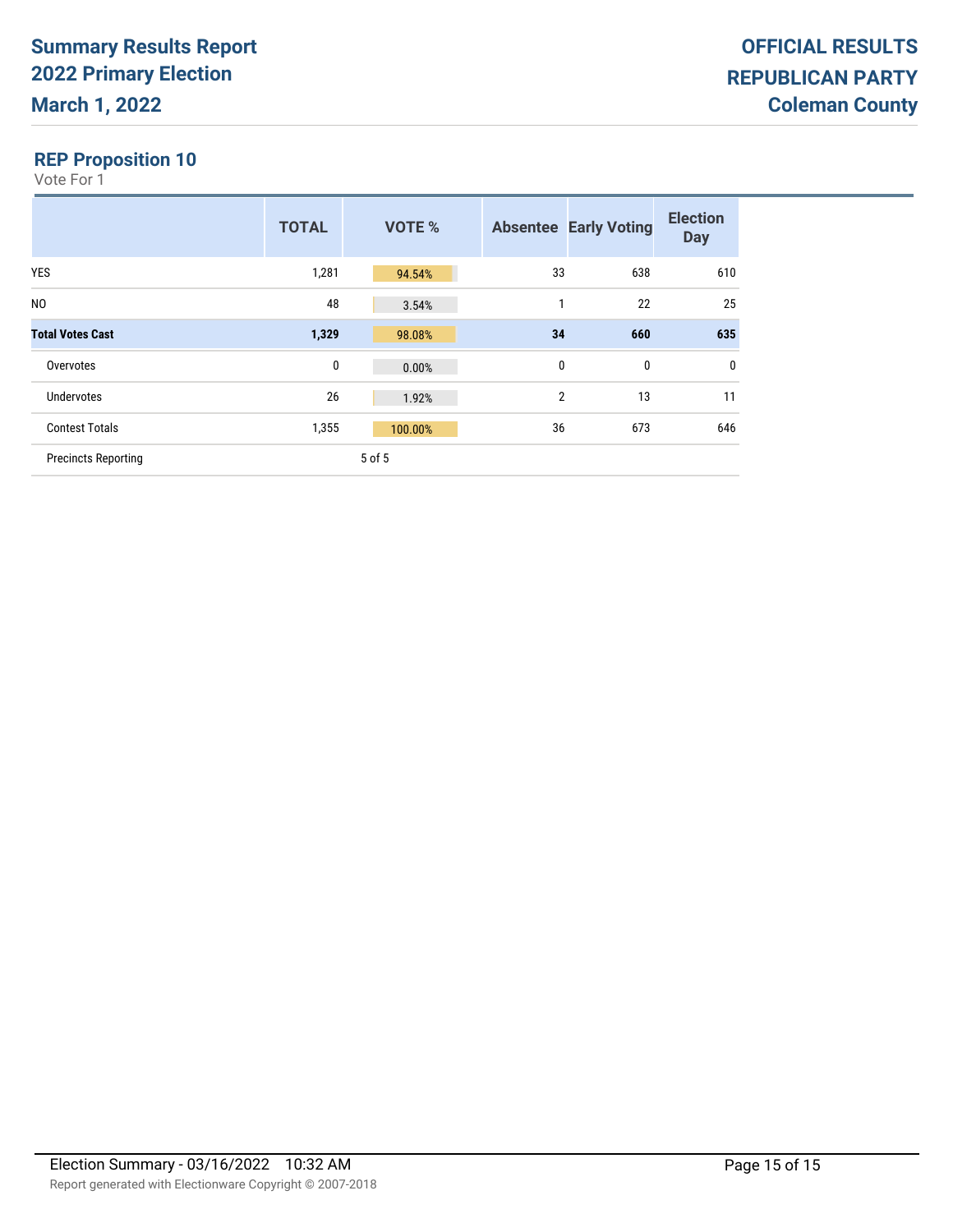# Summary Results Report
# 2022 Primary Election
# March 1, 2022

# OFFICIAL RESULTS
# REPUBLICAN PARTY
# Coleman County

## REP Proposition 10

Vote For 1

| | TOTAL | VOTE % | Absentee | Early Voting | Election Day |
|---|---|---|---|---|---|
| YES | 1,281 | 94.54% | 33 | 638 | 610 |
| NO | 48 | 3.54% | 1 | 22 | 25 |
| **Total Votes Cast** | **1,329** | **98.08%** | **34** | **660** | **635** |
| Overvotes | 0 | 0.00% | 0 | 0 | 0 |
| Undervotes | 26 | 1.92% | 2 | 13 | 11 |
| Contest Totals | 1,355 | 100.00% | 36 | 673 | 646 |
| Precincts Reporting | | 5 of 5 | | | |

Election Summary - 03/16/2022 10:32 AM

Report generated with Electionware Copyright © 2007-2018